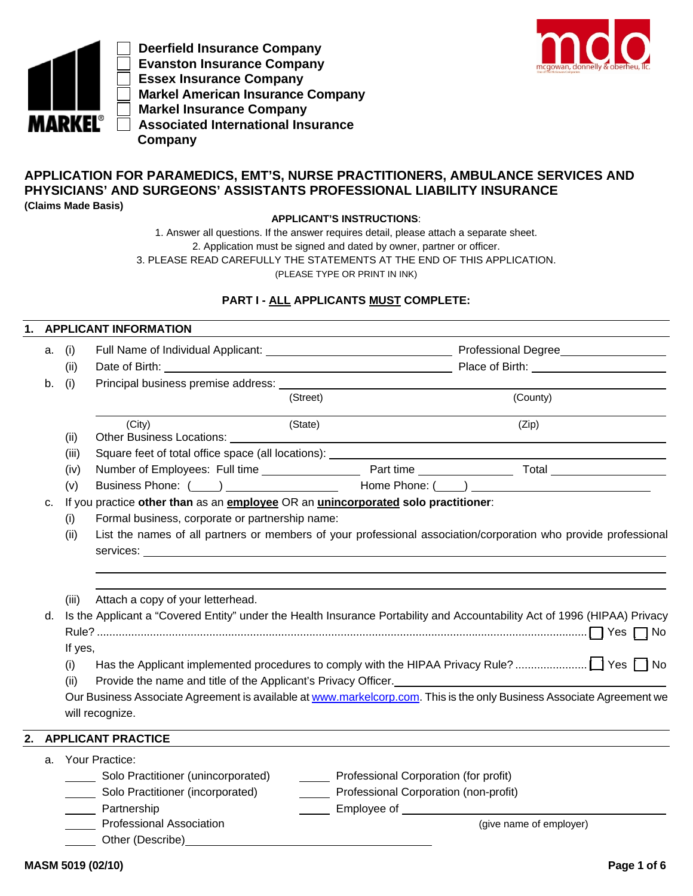- [ ] Deerfield Insurance Company
- [ ] Evanston Insurance Company
- [ ] Essex Insurance Company
- [ ] Markel American Insurance Company
- [ ] Markel Insurance Company
- [ ] Associated International Insurance Company

# APPLICATION FOR PARAMEDICS, EMT'S, NURSE PRACTITIONERS, AMBULANCE SERVICES AND PHYSICIANS' AND SURGEONS' ASSISTANTS PROFESSIONAL LIABILITY INSURANCE

**(Claims Made Basis)**

**APPLICANT'S INSTRUCTIONS**:

1. Answer all questions. If the answer requires detail, please attach a separate sheet.
2. Application must be signed and dated by owner, partner or officer.
3. PLEASE READ CAREFULLY THE STATEMENTS AT THE END OF THIS APPLICATION.

(PLEASE TYPE OR PRINT IN INK)

## PART I - ALL APPLICANTS MUST COMPLETE:

### 1. APPLICANT INFORMATION

a. (i) Full Name of Individual Applicant: ______________________ Professional Degree ______________

(ii) Date of Birth: ______________________ Place of Birth: ______________

b. (i) Principal business premise address: ______________________________________________

(Street) (County)

______________________________________________

(City) (State) (Zip)

(ii) Other Business Locations: ______________________________________________

(iii) Square feet of total office space (all locations): ______________________________

(iv) Number of Employees: Full time ____________ Part time ____________ Total ____________

(v) Business Phone: (____) ______________ Home Phone: (____) ______________

c. If you practice **other than** as an **employee** OR an **unincorporated solo practitioner**:

(i) Formal business, corporate or partnership name:

(ii) List the names of all partners or members of your professional association/corporation who provide professional services: ______________________________________________

______________________________________________

______________________________________________

(iii) Attach a copy of your letterhead.

d. Is the Applicant a "Covered Entity" under the Health Insurance Portability and Accountability Act of 1996 (HIPAA) Privacy Rule? .................... ☐ Yes ☐ No

If yes,

(i) Has the Applicant implemented procedures to comply with the HIPAA Privacy Rule? .................... ☐ Yes ☐ No

(ii) Provide the name and title of the Applicant's Privacy Officer. ______________________________

Our Business Associate Agreement is available at www.markelcorp.com. This is the only Business Associate Agreement we will recognize.

### 2. APPLICANT PRACTICE

a. Your Practice:

_____ Solo Practitioner (unincorporated)

_____ Solo Practitioner (incorporated)

_____ Partnership

_____ Professional Association

_____ Other (Describe) ______________________________

_____ Professional Corporation (for profit)

_____ Professional Corporation (non-profit)

_____ Employee of ______________________________

(give name of employer)

MASM 5019 (02/10)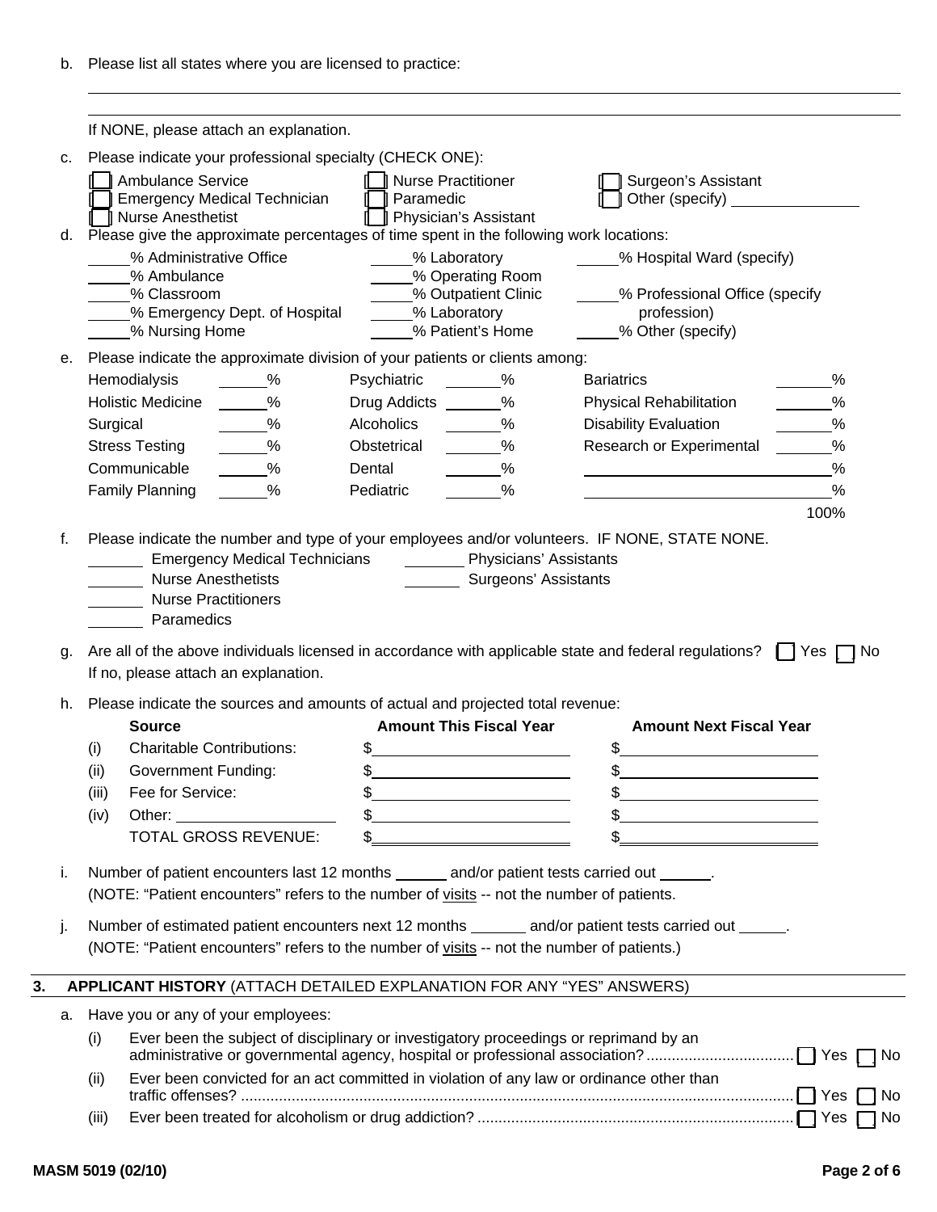b. Please list all states where you are licensed to practice:

______________________________________________________________________

______________________________________________________________________

If NONE, please attach an explanation.

c. Please indicate your professional specialty (CHECK ONE):

- [ ] Ambulance Service
- [ ] Emergency Medical Technician
- [ ] Nurse Anesthetist
- [ ] Nurse Practitioner
- [ ] Paramedic
- [ ] Physician's Assistant
- [ ] Surgeon's Assistant
- [ ] Other (specify) ______________

d. Please give the approximate percentages of time spent in the following work locations:

| | | |
|---|---|---|
| _____% Administrative Office | _____% Laboratory | _____% Hospital Ward (specify) |
| _____% Ambulance | _____% Operating Room | |
| _____% Classroom | _____% Outpatient Clinic | _____% Professional Office (specify profession) |
| _____% Emergency Dept. of Hospital | _____% Laboratory | |
| _____% Nursing Home | _____% Patient's Home | _____% Other (specify) |

e. Please indicate the approximate division of your patients or clients among:

| | | | | | |
|---|---|---|---|---|---|
| Hemodialysis | ______% | Psychiatric | ______% | Bariatrics | ______% |
| Holistic Medicine | ______% | Drug Addicts | ______% | Physical Rehabilitation | ______% |
| Surgical | ______% | Alcoholics | ______% | Disability Evaluation | ______% |
| Stress Testing | ______% | Obstetrical | ______% | Research or Experimental | ______% |
| Communicable | ______% | Dental | ______% | ______________________ | ______% |
| Family Planning | ______% | Pediatric | ______% | ______________________ | ______% |
| | | | | | 100% |

f. Please indicate the number and type of your employees and/or volunteers. IF NONE, STATE NONE.

- _______ Emergency Medical Technicians
- _______ Nurse Anesthetists
- _______ Nurse Practitioners
- _______ Paramedics
- _______ Physicians' Assistants
- _______ Surgeons' Assistants

g. Are all of the above individuals licensed in accordance with applicable state and federal regulations? [ ] Yes [ ] No
If no, please attach an explanation.

h. Please indicate the sources and amounts of actual and projected total revenue:

| | Source | Amount This Fiscal Year | Amount Next Fiscal Year |
|---|---|---|---|
| (i) | Charitable Contributions: | $______________ | $______________ |
| (ii) | Government Funding: | $______________ | $______________ |
| (iii) | Fee for Service: | $______________ | $______________ |
| (iv) | Other: ______________ | $______________ | $______________ |
| | TOTAL GROSS REVENUE: | $______________ | $______________ |

i. Number of patient encounters last 12 months ______ and/or patient tests carried out ______.
(NOTE: "Patient encounters" refers to the number of visits -- not the number of patients.

j. Number of estimated patient encounters next 12 months _______ and/or patient tests carried out ______.
(NOTE: "Patient encounters" refers to the number of visits -- not the number of patients.)

## 3. APPLICANT HISTORY (ATTACH DETAILED EXPLANATION FOR ANY "YES" ANSWERS)

a. Have you or any of your employees:

(i) Ever been the subject of disciplinary or investigatory proceedings or reprimand by an administrative or governmental agency, hospital or professional association? .......... [ ] Yes [ ] No

(ii) Ever been convicted for an act committed in violation of any law or ordinance other than traffic offenses? .......... [ ] Yes [ ] No

(iii) Ever been treated for alcoholism or drug addiction? .......... [ ] Yes [ ] No

MASM 5019 (02/10)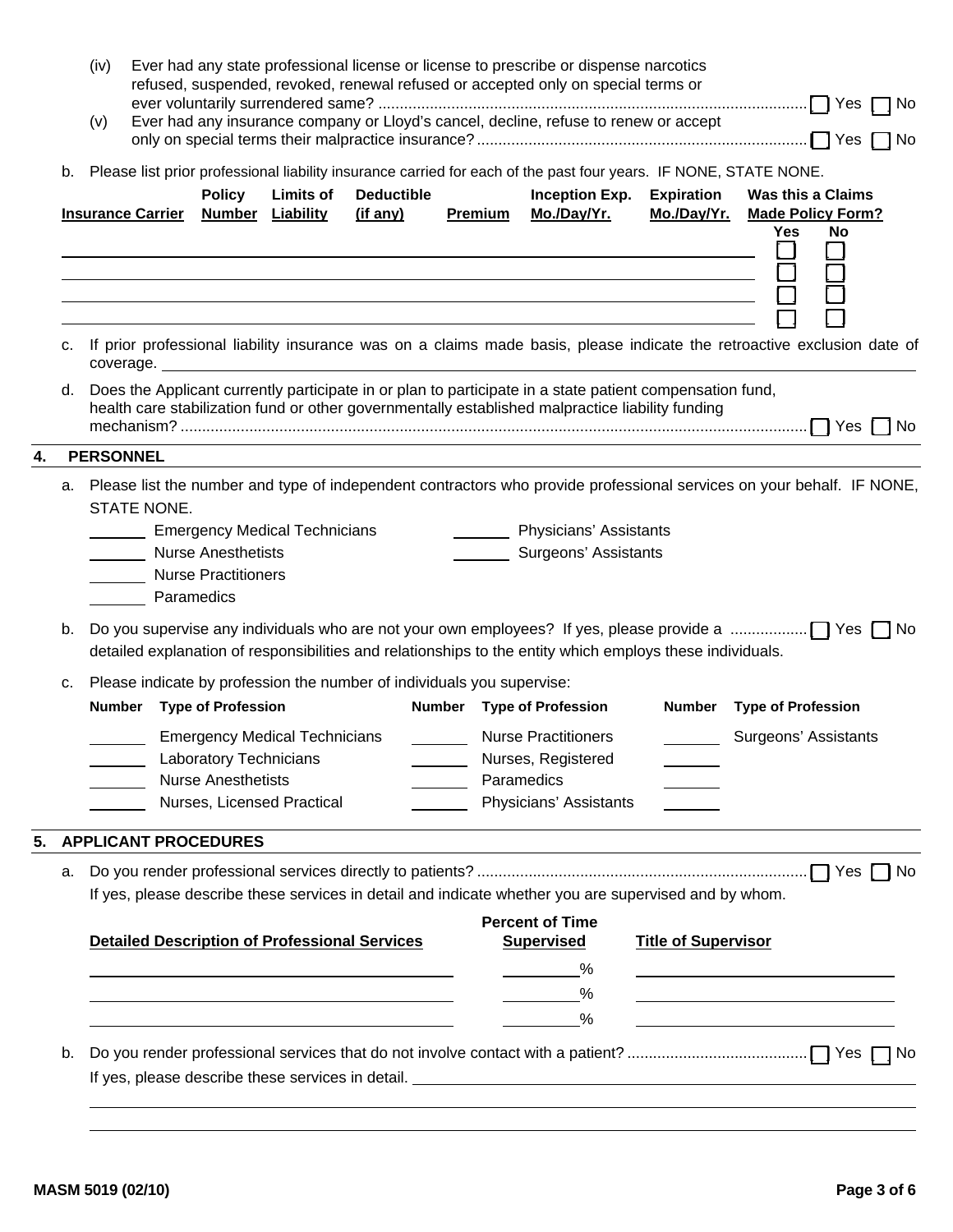(iv) Ever had any state professional license or license to prescribe or dispense narcotics refused, suspended, revoked, renewal refused or accepted only on special terms or ever voluntarily surrendered same? .................... ☐ Yes ☐ No

(v) Ever had any insurance company or Lloyd's cancel, decline, refuse to renew or accept only on special terms their malpractice insurance? .................... ☐ Yes ☐ No

b. Please list prior professional liability insurance carried for each of the past four years. IF NONE, STATE NONE.

| Insurance Carrier | Policy Number | Limits of Liability | Deductible (if any) | Premium | Inception Exp. Mo./Day/Yr. | Expiration Mo./Day/Yr. | Was this a Claims Made Policy Form? Yes | No |
|---|---|---|---|---|---|---|---|---|
| | | | | | | | ☐ | ☐ |
| | | | | | | | ☐ | ☐ |
| | | | | | | | ☐ | ☐ |
| | | | | | | | ☐ | ☐ |

c. If prior professional liability insurance was on a claims made basis, please indicate the retroactive exclusion date of coverage. ____________________

d. Does the Applicant currently participate in or plan to participate in a state patient compensation fund, health care stabilization fund or other governmentally established malpractice liability funding mechanism? .................... ☐ Yes ☐ No

## 4. PERSONNEL

a. Please list the number and type of independent contractors who provide professional services on your behalf. IF NONE, STATE NONE.

_______ Emergency Medical Technicians
_______ Nurse Anesthetists
_______ Nurse Practitioners
_______ Paramedics
_______ Physicians' Assistants
_______ Surgeons' Assistants

b. Do you supervise any individuals who are not your own employees? If yes, please provide a detailed explanation of responsibilities and relationships to the entity which employs these individuals. .................... ☐ Yes ☐ No

c. Please indicate by profession the number of individuals you supervise:

| Number | Type of Profession | Number | Type of Profession | Number | Type of Profession |
|---|---|---|---|---|---|
| _______ | Emergency Medical Technicians | _______ | Nurse Practitioners | _______ | Surgeons' Assistants |
| _______ | Laboratory Technicians | _______ | Nurses, Registered | _______ | |
| _______ | Nurse Anesthetists | _______ | Paramedics | _______ | |
| _______ | Nurses, Licensed Practical | _______ | Physicians' Assistants | _______ | |

## 5. APPLICANT PROCEDURES

a. Do you render professional services directly to patients? .................... ☐ Yes ☐ No

If yes, please describe these services in detail and indicate whether you are supervised and by whom.

| Detailed Description of Professional Services | Percent of Time Supervised | Title of Supervisor |
|---|---|---|
| | % | |
| | % | |
| | % | |

b. Do you render professional services that do not involve contact with a patient? .................... ☐ Yes ☐ No

If yes, please describe these services in detail. ____________________

MASM 5019 (02/10)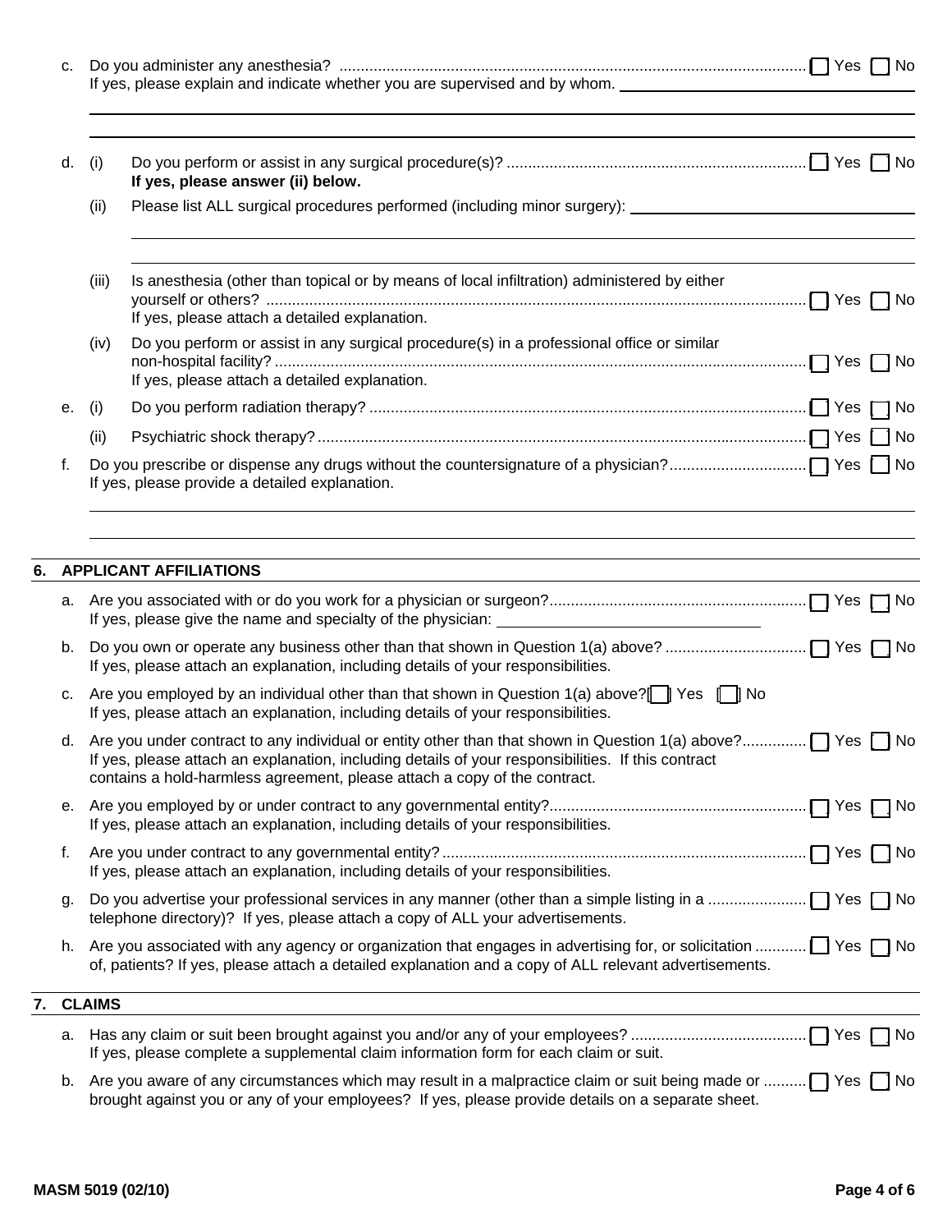c. Do you administer any anesthesia? ☐ Yes ☐ No
   If yes, please explain and indicate whether you are supervised and by whom. ______________________

______________________________________________________________________

______________________________________________________________________

d. (i) Do you perform or assist in any surgical procedure(s)? ☐ Yes ☐ No
   **If yes, please answer (ii) below.**

   (ii) Please list ALL surgical procedures performed (including minor surgery): ______________________

   ______________________________________________________________________

   ______________________________________________________________________

   (iii) Is anesthesia (other than topical or by means of local infiltration) administered by either yourself or others? ☐ Yes ☐ No
   If yes, please attach a detailed explanation.

   (iv) Do you perform or assist in any surgical procedure(s) in a professional office or similar non-hospital facility? ☐ Yes ☐ No
   If yes, please attach a detailed explanation.

e. (i) Do you perform radiation therapy? ☐ Yes ☐ No

   (ii) Psychiatric shock therapy? ☐ Yes ☐ No

f. Do you prescribe or dispense any drugs without the countersignature of a physician? ☐ Yes ☐ No
   If yes, please provide a detailed explanation.

______________________________________________________________________

______________________________________________________________________

## 6. APPLICANT AFFILIATIONS

a. Are you associated with or do you work for a physician or surgeon? ☐ Yes ☐ No
   If yes, please give the name and specialty of the physician: ______________________

b. Do you own or operate any business other than that shown in Question 1(a) above? ☐ Yes ☐ No
   If yes, please attach an explanation, including details of your responsibilities.

c. Are you employed by an individual other than that shown in Question 1(a) above? ☐ Yes ☐ No
   If yes, please attach an explanation, including details of your responsibilities.

d. Are you under contract to any individual or entity other than that shown in Question 1(a) above? ☐ Yes ☐ No
   If yes, please attach an explanation, including details of your responsibilities. If this contract contains a hold-harmless agreement, please attach a copy of the contract.

e. Are you employed by or under contract to any governmental entity? ☐ Yes ☐ No
   If yes, please attach an explanation, including details of your responsibilities.

f. Are you under contract to any governmental entity? ☐ Yes ☐ No
   If yes, please attach an explanation, including details of your responsibilities.

g. Do you advertise your professional services in any manner (other than a simple listing in a telephone directory)? If yes, please attach a copy of ALL your advertisements. ☐ Yes ☐ No

h. Are you associated with any agency or organization that engages in advertising for, or solicitation of, patients? If yes, please attach a detailed explanation and a copy of ALL relevant advertisements. ☐ Yes ☐ No

## 7. CLAIMS

a. Has any claim or suit been brought against you and/or any of your employees? ☐ Yes ☐ No
   If yes, please complete a supplemental claim information form for each claim or suit.

b. Are you aware of any circumstances which may result in a malpractice claim or suit being made or brought against you or any of your employees? If yes, please provide details on a separate sheet. ☐ Yes ☐ No

MASM 5019 (02/10)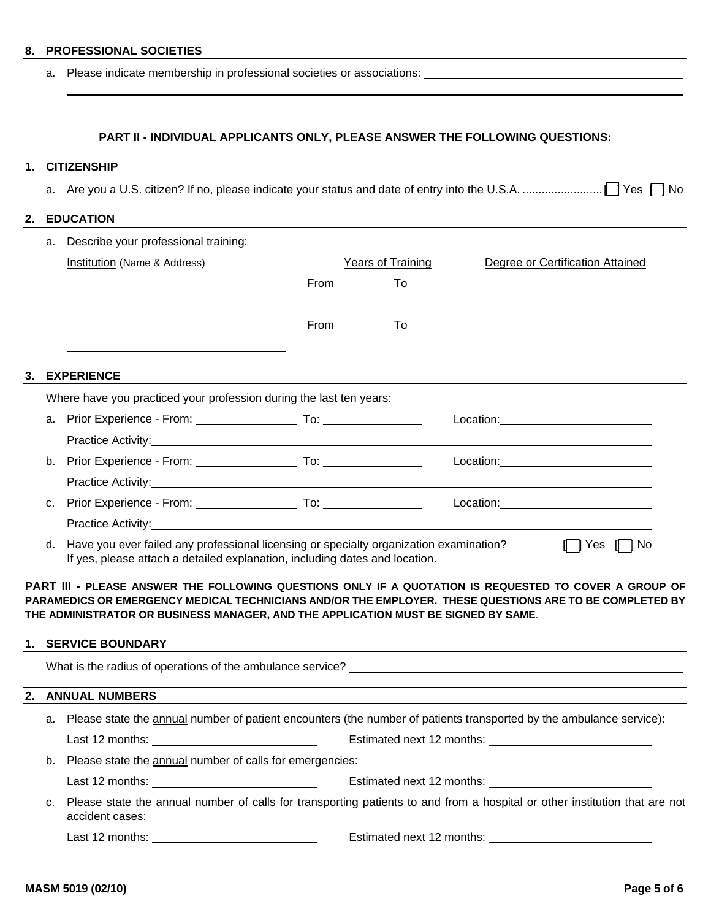## 8. PROFESSIONAL SOCIETIES

a. Please indicate membership in professional societies or associations: ____________________

____________________

____________________

### PART II - INDIVIDUAL APPLICANTS ONLY, PLEASE ANSWER THE FOLLOWING QUESTIONS:

## 1. CITIZENSHIP

a. Are you a U.S. citizen? If no, please indicate your status and date of entry into the U.S.A. ......................... ☐ Yes ☐ No

## 2. EDUCATION

a. Describe your professional training:

| Institution (Name & Address) | Years of Training | Degree or Certification Attained |
|---|---|---|
| ____________________ | From ________ To ________ | ____________________ |
| ____________________ | | |
| ____________________ | From ________ To ________ | ____________________ |
| ____________________ | | |

## 3. EXPERIENCE

Where have you practiced your profession during the last ten years:

a. Prior Experience - From: ______________ To: ______________ Location: ____________________

Practice Activity: ____________________

b. Prior Experience - From: ______________ To: ______________ Location: ____________________

Practice Activity: ____________________

c. Prior Experience - From: ______________ To: ______________ Location: ____________________

Practice Activity: ____________________

d. Have you ever failed any professional licensing or specialty organization examination? ☐ Yes ☐ No
If yes, please attach a detailed explanation, including dates and location.

**PART III - PLEASE ANSWER THE FOLLOWING QUESTIONS ONLY IF A QUOTATION IS REQUESTED TO COVER A GROUP OF PARAMEDICS OR EMERGENCY MEDICAL TECHNICIANS AND/OR THE EMPLOYER. THESE QUESTIONS ARE TO BE COMPLETED BY THE ADMINISTRATOR OR BUSINESS MANAGER, AND THE APPLICATION MUST BE SIGNED BY SAME.**

## 1. SERVICE BOUNDARY

What is the radius of operations of the ambulance service? ____________________

## 2. ANNUAL NUMBERS

a. Please state the annual number of patient encounters (the number of patients transported by the ambulance service):

Last 12 months: ____________________ Estimated next 12 months: ____________________

b. Please state the annual number of calls for emergencies:

Last 12 months: ____________________ Estimated next 12 months: ____________________

c. Please state the annual number of calls for transporting patients to and from a hospital or other institution that are not accident cases:

Last 12 months: ____________________ Estimated next 12 months: ____________________

MASM 5019 (02/10)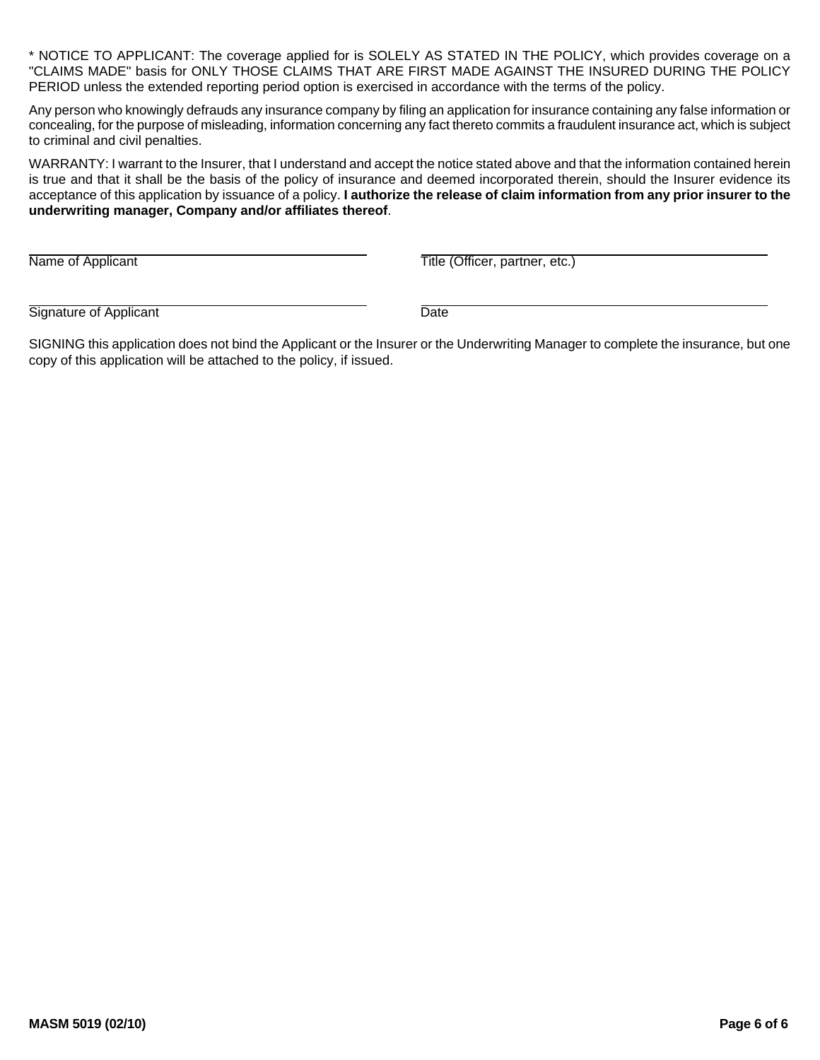* NOTICE TO APPLICANT: The coverage applied for is SOLELY AS STATED IN THE POLICY, which provides coverage on a "CLAIMS MADE" basis for ONLY THOSE CLAIMS THAT ARE FIRST MADE AGAINST THE INSURED DURING THE POLICY PERIOD unless the extended reporting period option is exercised in accordance with the terms of the policy.

Any person who knowingly defrauds any insurance company by filing an application for insurance containing any false information or concealing, for the purpose of misleading, information concerning any fact thereto commits a fraudulent insurance act, which is subject to criminal and civil penalties.

WARRANTY: I warrant to the Insurer, that I understand and accept the notice stated above and that the information contained herein is true and that it shall be the basis of the policy of insurance and deemed incorporated therein, should the Insurer evidence its acceptance of this application by issuance of a policy. **I authorize the release of claim information from any prior insurer to the underwriting manager, Company and/or affiliates thereof**.

| | |
|---|---|
| Name of Applicant | Title (Officer, partner, etc.) |
| Signature of Applicant | Date |

SIGNING this application does not bind the Applicant or the Insurer or the Underwriting Manager to complete the insurance, but one copy of this application will be attached to the policy, if issued.

**MASM 5019 (02/10)**